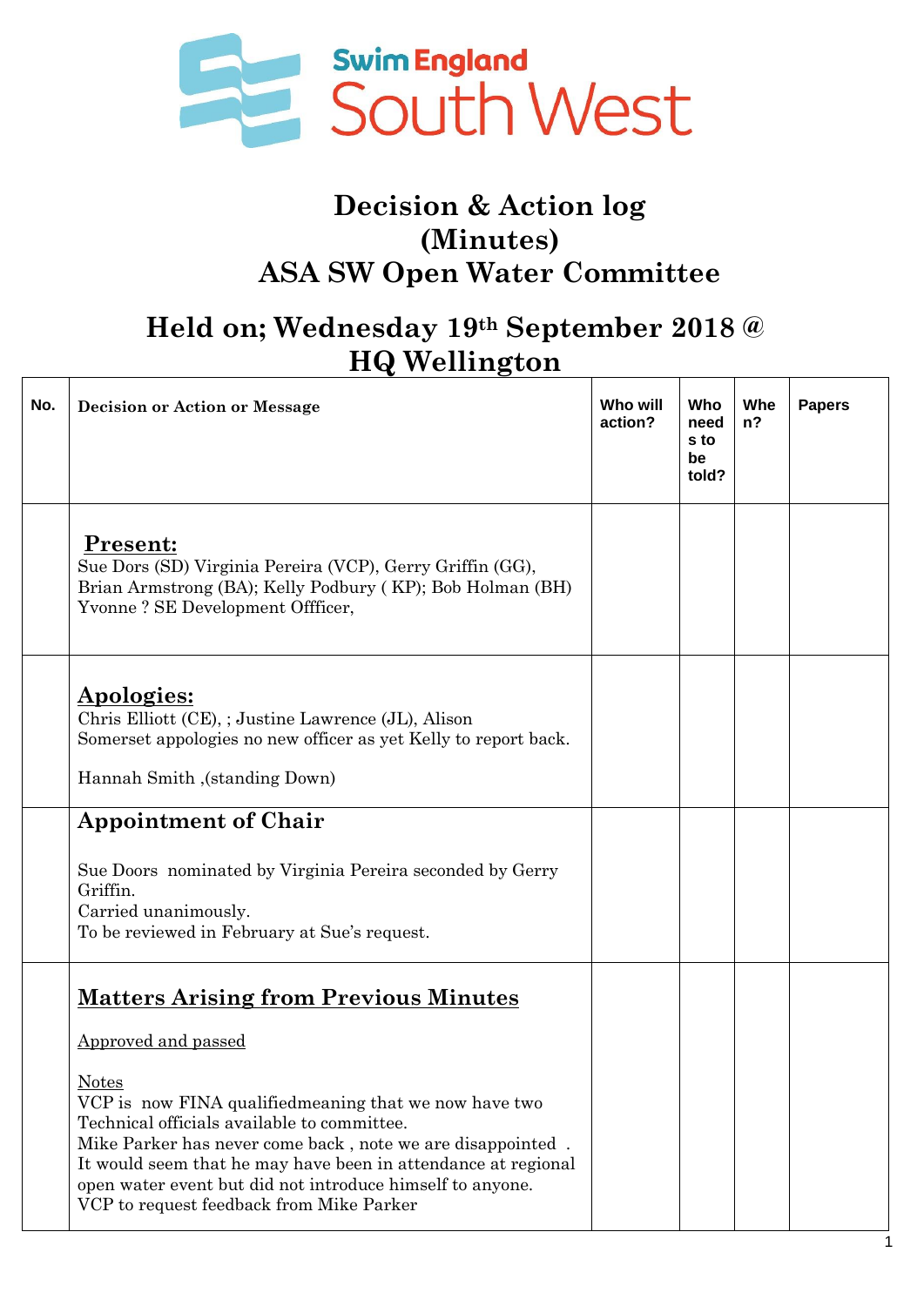Swim England South West

# Decision & Action log (Minutes)

# ASA SW Open Water Committee

## Held on; Wednesday 19th September 2018 @ HQ Wellington

| No. | Decision or Action or Message | Who will action? | Who needs to be told? | When? | Papers |
|---|---|---|---|---|---|
| | **Present:**<br>Sue Dors (SD) Virginia Pereira (VCP), Gerry Griffin (GG), Brian Armstrong (BA); Kelly Podbury ( KP); Bob Holman (BH) Yvonne ? SE Development Offficer, | | | | |
| | **Apologies:**<br>Chris Elliott (CE), ; Justine Lawrence (JL), Alison<br>Somerset appologies no new officer as yet Kelly to report back.<br><br>Hannah Smith ,(standing Down) | | | | |
| | **Appointment of Chair**<br><br>Sue Doors nominated by Virginia Pereira seconded by Gerry Griffin.<br>Carried unanimously.<br>To be reviewed in February at Sue's request. | | | | |
| | **Matters Arising from Previous Minutes**<br><br>Approved and passed<br><br>Notes<br>VCP is now FINA qualifiedmeaning that we now have two Technical officials available to committee.<br>Mike Parker has never come back , note we are disappointed .<br>It would seem that he may have been in attendance at regional open water event but did not introduce himself to anyone.<br>VCP to request feedback from Mike Parker | | | | |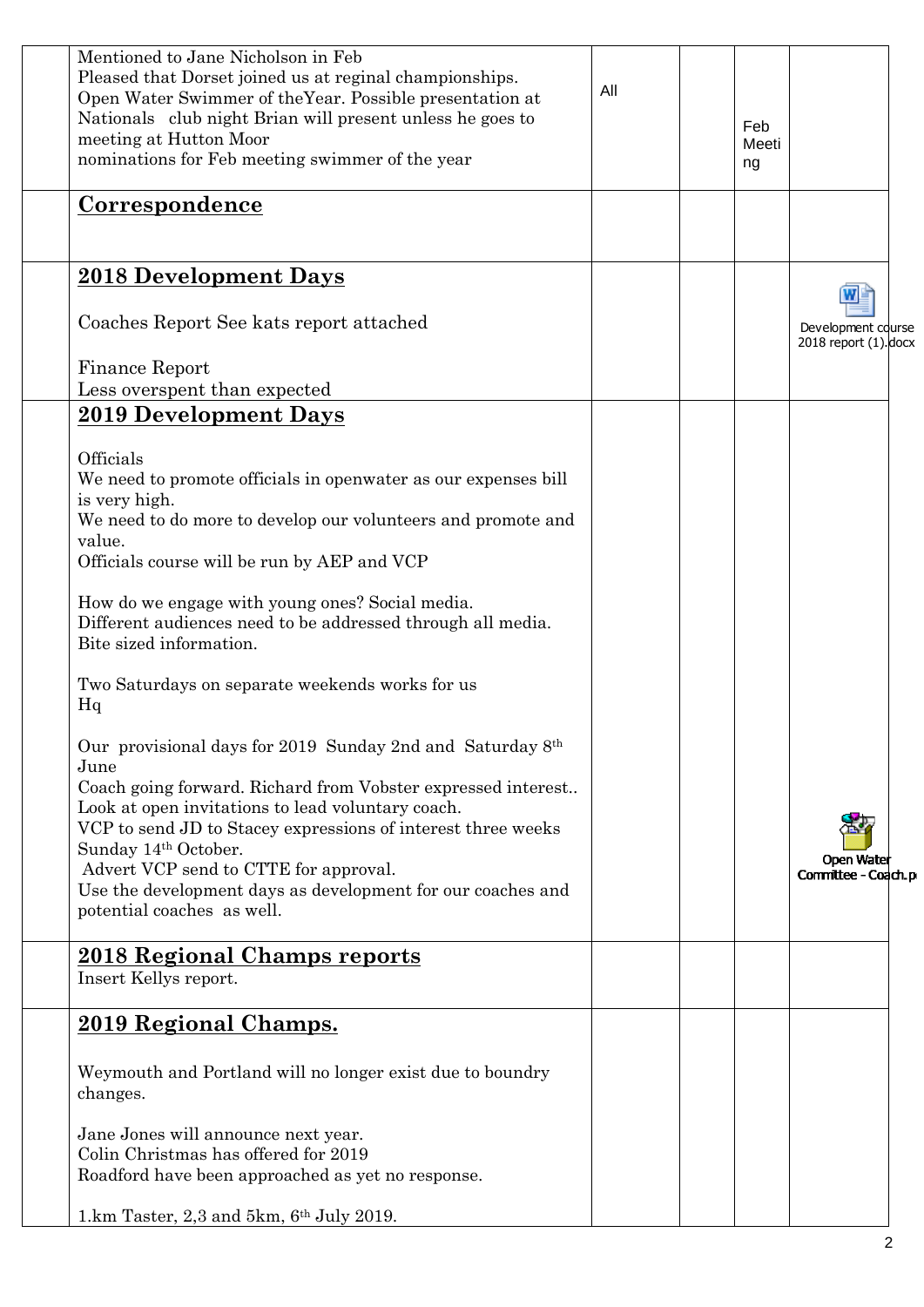| | | | | | |
|---|---|---|---|---|---|
| | Mentioned to Jane Nicholson in Feb<br>Pleased that Dorset joined us at reginal championships.<br>Open Water Swimmer of theYear. Possible presentation at Nationals club night Brian will present unless he goes to meeting at Hutton Moor<br>nominations for Feb meeting swimmer of the year | All | | Feb Meeting | |
| | **Correspondence** | | | | |
| | **2018 Development Days**<br><br>Coaches Report See kats report attached<br><br>Finance Report<br>Less overspent than expected | | | | Development course 2018 report (1).docx |
| | **2019 Development Days**<br><br>Officials<br>We need to promote officials in openwater as our expenses bill is very high.<br>We need to do more to develop our volunteers and promote and value.<br>Officials course will be run by AEP and VCP<br><br>How do we engage with young ones? Social media.<br>Different audiences need to be addressed through all media.<br>Bite sized information.<br><br>Two Saturdays on separate weekends works for us<br>Hq<br><br>Our provisional days for 2019 Sunday 2nd and Saturday 8th June<br>Coach going forward. Richard from Vobster expressed interest..<br>Look at open invitations to lead voluntary coach.<br>VCP to send JD to Stacey expressions of interest three weeks Sunday 14th October.<br>Advert VCP send to CTTE for approval.<br>Use the development days as development for our coaches and potential coaches as well. | | | | Open Water Committee - Coach.p |
| | **2018 Regional Champs reports**<br>Insert Kellys report. | | | | |
| | **2019 Regional Champs.**<br><br>Weymouth and Portland will no longer exist due to boundry changes.<br><br>Jane Jones will announce next year.<br>Colin Christmas has offered for 2019<br>Roadford have been approached as yet no response.<br><br>1.km Taster, 2,3 and 5km, 6th July 2019. | | | | |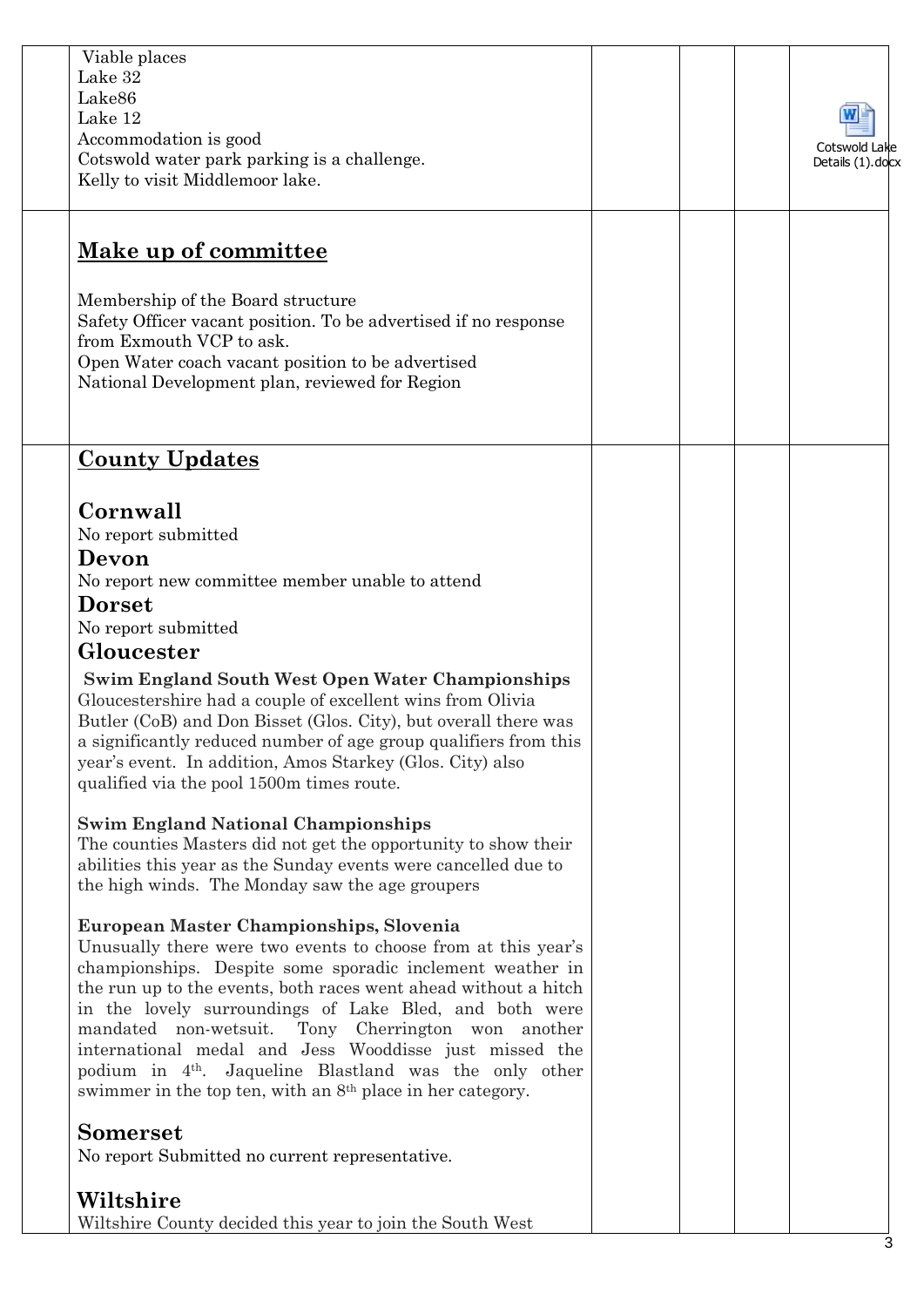| | | | | | |
|---|---|---|---|---|---|
| | Viable places<br>Lake 32<br>Lake86<br>Lake 12<br>Accommodation is good<br>Cotswold water park parking is a challenge.<br>Kelly to visit Middlemoor lake. | | | | Cotswold Lake Details (1).docx |
| | **Make up of committee**<br><br>Membership of the Board structure<br>Safety Officer vacant position. To be advertised if no response from Exmouth VCP to ask.<br>Open Water coach vacant position to be advertised<br>National Development plan, reviewed for Region | | | | |
| | **County Updates**<br><br>**Cornwall**<br>No report submitted<br>**Devon**<br>No report new committee member unable to attend<br>**Dorset**<br>No report submitted<br>**Gloucester**<br>**Swim England South West Open Water Championships**<br>Gloucestershire had a couple of excellent wins from Olivia Butler (CoB) and Don Bisset (Glos. City), but overall there was a significantly reduced number of age group qualifiers from this year's event. In addition, Amos Starkey (Glos. City) also qualified via the pool 1500m times route.<br><br>**Swim England National Championships**<br>The counties Masters did not get the opportunity to show their abilities this year as the Sunday events were cancelled due to the high winds. The Monday saw the age groupers<br><br>**European Master Championships, Slovenia**<br>Unusually there were two events to choose from at this year's championships. Despite some sporadic inclement weather in the run up to the events, both races went ahead without a hitch in the lovely surroundings of Lake Bled, and both were mandated non-wetsuit. Tony Cherrington won another international medal and Jess Wooddisse just missed the podium in 4th. Jaqueline Blastland was the only other swimmer in the top ten, with an 8th place in her category.<br><br>**Somerset**<br>No report Submitted no current representative.<br><br>**Wiltshire**<br>Wiltshire County decided this year to join the South West | | | | |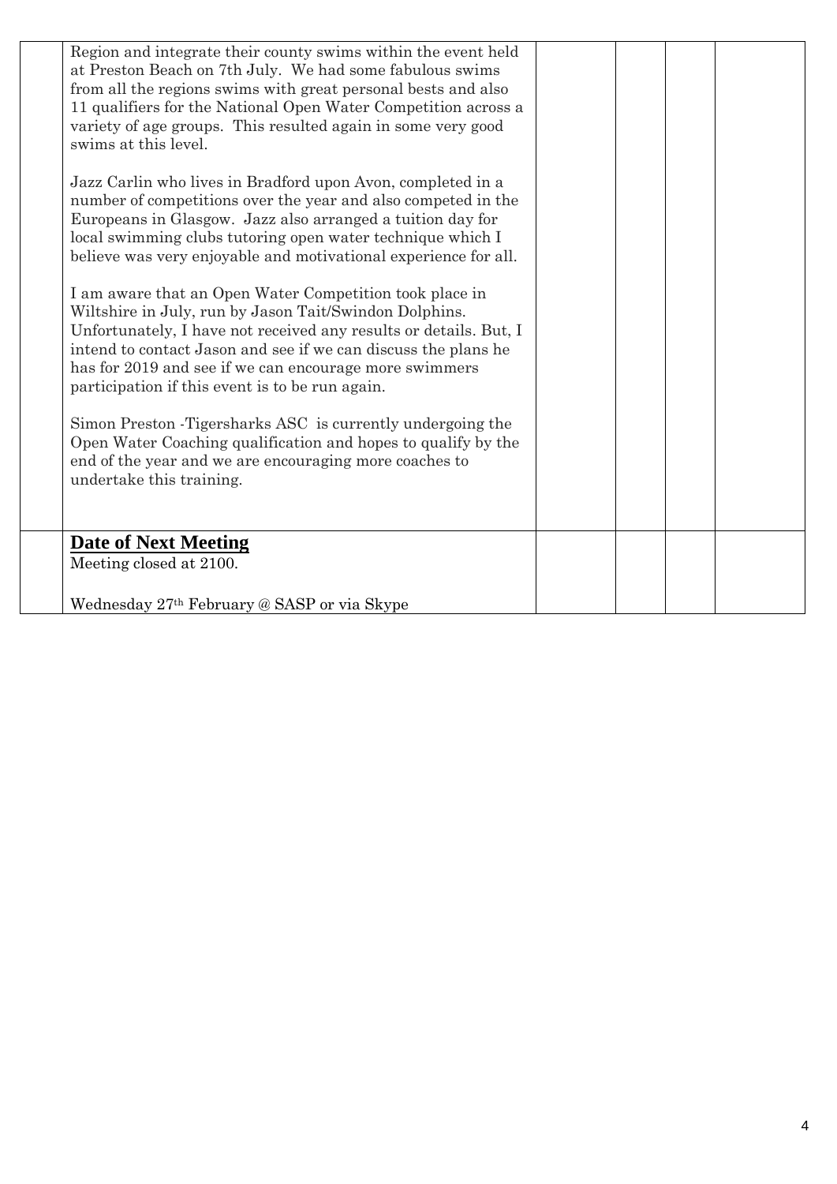| | | | | | |
|---|---|---|---|---|---|
| | Region and integrate their county swims within the event held at Preston Beach on 7th July. We had some fabulous swims from all the regions swims with great personal bests and also 11 qualifiers for the National Open Water Competition across a variety of age groups. This resulted again in some very good swims at this level.<br><br>Jazz Carlin who lives in Bradford upon Avon, completed in a number of competitions over the year and also competed in the Europeans in Glasgow. Jazz also arranged a tuition day for local swimming clubs tutoring open water technique which I believe was very enjoyable and motivational experience for all.<br><br>I am aware that an Open Water Competition took place in Wiltshire in July, run by Jason Tait/Swindon Dolphins. Unfortunately, I have not received any results or details. But, I intend to contact Jason and see if we can discuss the plans he has for 2019 and see if we can encourage more swimmers participation if this event is to be run again.<br><br>Simon Preston -Tigersharks ASC is currently undergoing the Open Water Coaching qualification and hopes to qualify by the end of the year and we are encouraging more coaches to undertake this training. | | | | |
| | **Date of Next Meeting**<br>Meeting closed at 2100.<br><br>Wednesday 27th February @ SASP or via Skype | | | | |